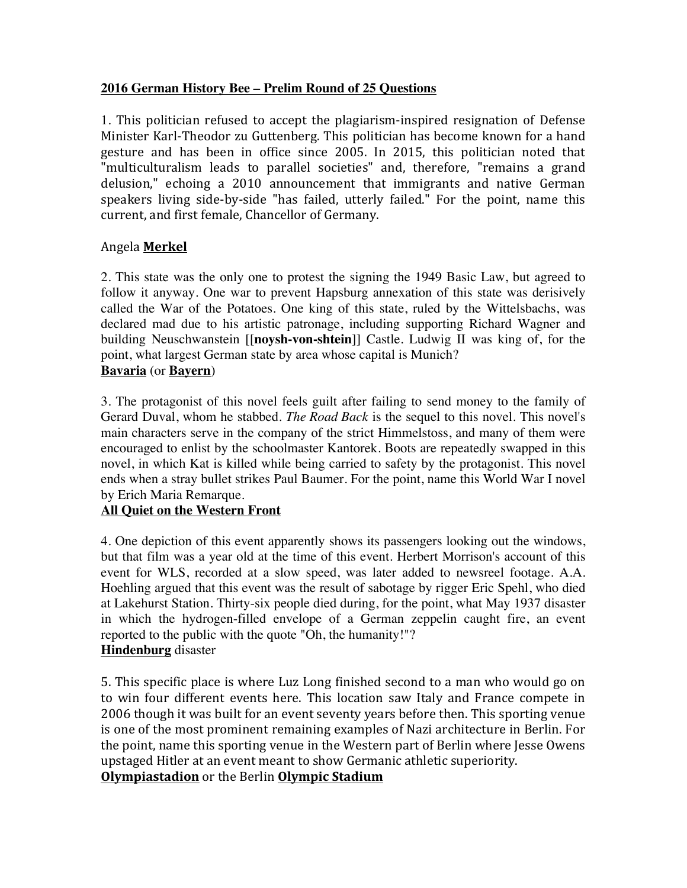**2016 German History Bee – Prelim Round of 25 Questions**

1. This politician refused to accept the plagiarism-inspired resignation of Defense Minister Karl-Theodor zu Guttenberg. This politician has become known for a hand gesture and has been in office since 2005. In 2015, this politician noted that "multiculturalism leads to parallel societies" and, therefore, "remains a grand delusion," echoing a 2010 announcement that immigrants and native German speakers living side-by-side "has failed, utterly failed." For the point, name this current, and first female, Chancellor of Germany.

Angela **Merkel**

2. This state was the only one to protest the signing the 1949 Basic Law, but agreed to follow it anyway. One war to prevent Hapsburg annexation of this state was derisively called the War of the Potatoes. One king of this state, ruled by the Wittelsbachs, was declared mad due to his artistic patronage, including supporting Richard Wagner and building Neuschwanstein [[**noysh-von-shtein**]] Castle. Ludwig II was king of, for the point, what largest German state by area whose capital is Munich?
**Bavaria** (or **Bayern**)

3. The protagonist of this novel feels guilt after failing to send money to the family of Gerard Duval, whom he stabbed. *The Road Back* is the sequel to this novel. This novel's main characters serve in the company of the strict Himmelstoss, and many of them were encouraged to enlist by the schoolmaster Kantorek. Boots are repeatedly swapped in this novel, in which Kat is killed while being carried to safety by the protagonist. This novel ends when a stray bullet strikes Paul Baumer. For the point, name this World War I novel by Erich Maria Remarque.
**All Quiet on the Western Front**

4. One depiction of this event apparently shows its passengers looking out the windows, but that film was a year old at the time of this event. Herbert Morrison's account of this event for WLS, recorded at a slow speed, was later added to newsreel footage. A.A. Hoehling argued that this event was the result of sabotage by rigger Eric Spehl, who died at Lakehurst Station. Thirty-six people died during, for the point, what May 1937 disaster in which the hydrogen-filled envelope of a German zeppelin caught fire, an event reported to the public with the quote "Oh, the humanity!"?
**Hindenburg** disaster

5. This specific place is where Luz Long finished second to a man who would go on to win four different events here. This location saw Italy and France compete in 2006 though it was built for an event seventy years before then. This sporting venue is one of the most prominent remaining examples of Nazi architecture in Berlin. For the point, name this sporting venue in the Western part of Berlin where Jesse Owens upstaged Hitler at an event meant to show Germanic athletic superiority.
**Olympiastadion** or the Berlin **Olympic Stadium**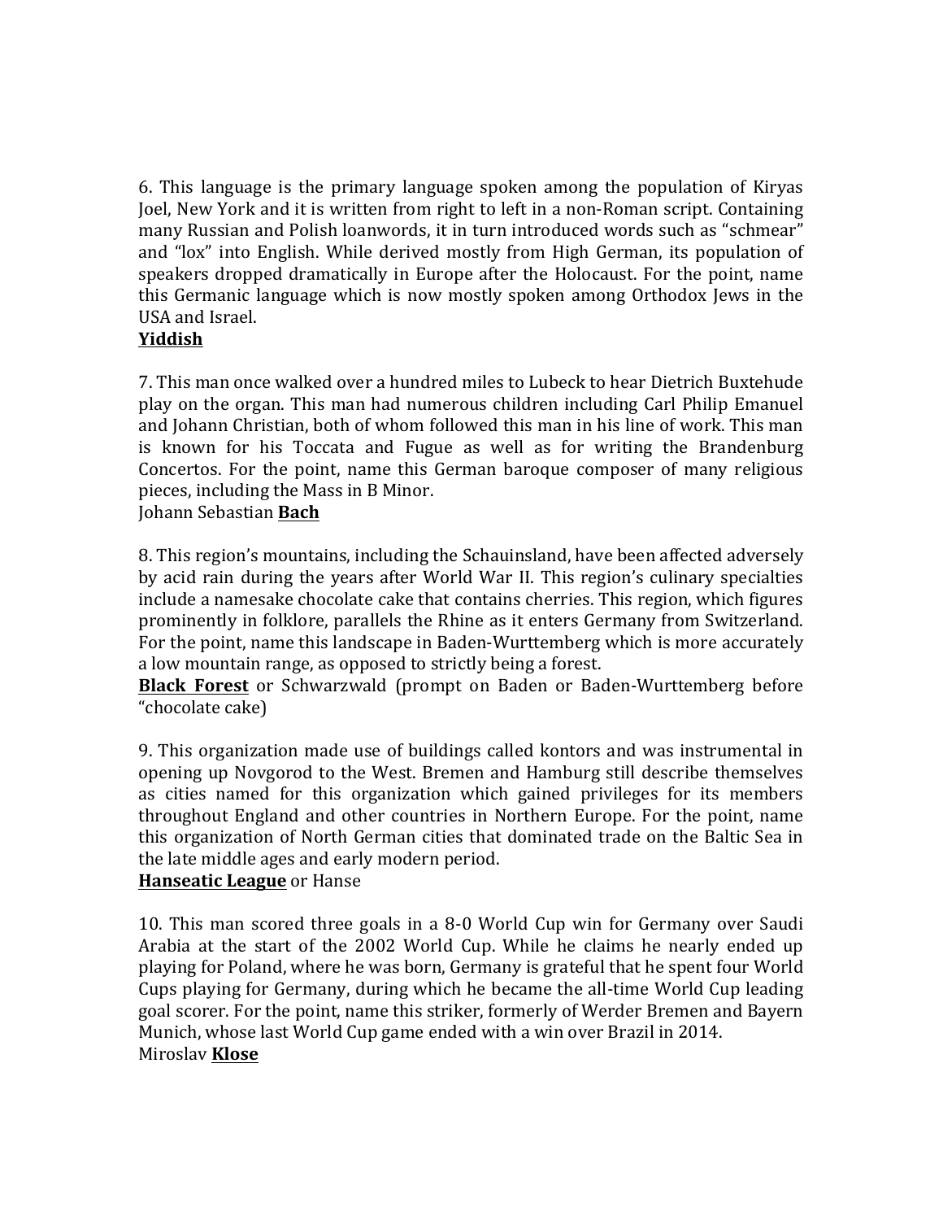6. This language is the primary language spoken among the population of Kiryas Joel, New York and it is written from right to left in a non-Roman script. Containing many Russian and Polish loanwords, it in turn introduced words such as "schmear" and "lox" into English. While derived mostly from High German, its population of speakers dropped dramatically in Europe after the Holocaust. For the point, name this Germanic language which is now mostly spoken among Orthodox Jews in the USA and Israel.
**Yiddish**

7. This man once walked over a hundred miles to Lubeck to hear Dietrich Buxtehude play on the organ. This man had numerous children including Carl Philip Emanuel and Johann Christian, both of whom followed this man in his line of work. This man is known for his Toccata and Fugue as well as for writing the Brandenburg Concertos. For the point, name this German baroque composer of many religious pieces, including the Mass in B Minor.
Johann Sebastian **Bach**

8. This region's mountains, including the Schauinsland, have been affected adversely by acid rain during the years after World War II. This region's culinary specialties include a namesake chocolate cake that contains cherries. This region, which figures prominently in folklore, parallels the Rhine as it enters Germany from Switzerland. For the point, name this landscape in Baden-Wurttemberg which is more accurately a low mountain range, as opposed to strictly being a forest.
**Black Forest** or Schwarzwald (prompt on Baden or Baden-Wurttemberg before "chocolate cake)

9. This organization made use of buildings called kontors and was instrumental in opening up Novgorod to the West. Bremen and Hamburg still describe themselves as cities named for this organization which gained privileges for its members throughout England and other countries in Northern Europe. For the point, name this organization of North German cities that dominated trade on the Baltic Sea in the late middle ages and early modern period.
**Hanseatic League** or Hanse

10. This man scored three goals in a 8-0 World Cup win for Germany over Saudi Arabia at the start of the 2002 World Cup. While he claims he nearly ended up playing for Poland, where he was born, Germany is grateful that he spent four World Cups playing for Germany, during which he became the all-time World Cup leading goal scorer. For the point, name this striker, formerly of Werder Bremen and Bayern Munich, whose last World Cup game ended with a win over Brazil in 2014.
Miroslav **Klose**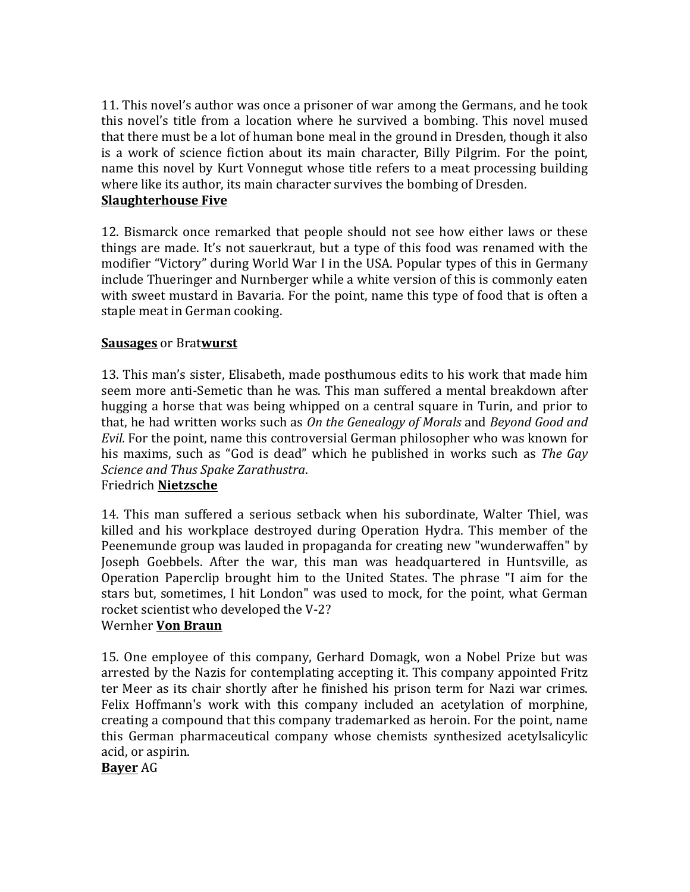11. This novel's author was once a prisoner of war among the Germans, and he took this novel's title from a location where he survived a bombing. This novel mused that there must be a lot of human bone meal in the ground in Dresden, though it also is a work of science fiction about its main character, Billy Pilgrim. For the point, name this novel by Kurt Vonnegut whose title refers to a meat processing building where like its author, its main character survives the bombing of Dresden.
**Slaughterhouse Five**

12. Bismarck once remarked that people should not see how either laws or these things are made. It's not sauerkraut, but a type of this food was renamed with the modifier "Victory" during World War I in the USA. Popular types of this in Germany include Thueringer and Nurnberger while a white version of this is commonly eaten with sweet mustard in Bavaria. For the point, name this type of food that is often a staple meat in German cooking.

**Sausages** or Brat**wurst**

13. This man's sister, Elisabeth, made posthumous edits to his work that made him seem more anti-Semetic than he was. This man suffered a mental breakdown after hugging a horse that was being whipped on a central square in Turin, and prior to that, he had written works such as *On the Genealogy of Morals* and *Beyond Good and Evil.* For the point, name this controversial German philosopher who was known for his maxims, such as "God is dead" which he published in works such as *The Gay Science and Thus Spake Zarathustra*.
Friedrich **Nietzsche**

14. This man suffered a serious setback when his subordinate, Walter Thiel, was killed and his workplace destroyed during Operation Hydra. This member of the Peenemunde group was lauded in propaganda for creating new "wunderwaffen" by Joseph Goebbels. After the war, this man was headquartered in Huntsville, as Operation Paperclip brought him to the United States. The phrase "I aim for the stars but, sometimes, I hit London" was used to mock, for the point, what German rocket scientist who developed the V-2?
Wernher **Von Braun**

15. One employee of this company, Gerhard Domagk, won a Nobel Prize but was arrested by the Nazis for contemplating accepting it. This company appointed Fritz ter Meer as its chair shortly after he finished his prison term for Nazi war crimes. Felix Hoffmann's work with this company included an acetylation of morphine, creating a compound that this company trademarked as heroin. For the point, name this German pharmaceutical company whose chemists synthesized acetylsalicylic acid, or aspirin.
**Bayer** AG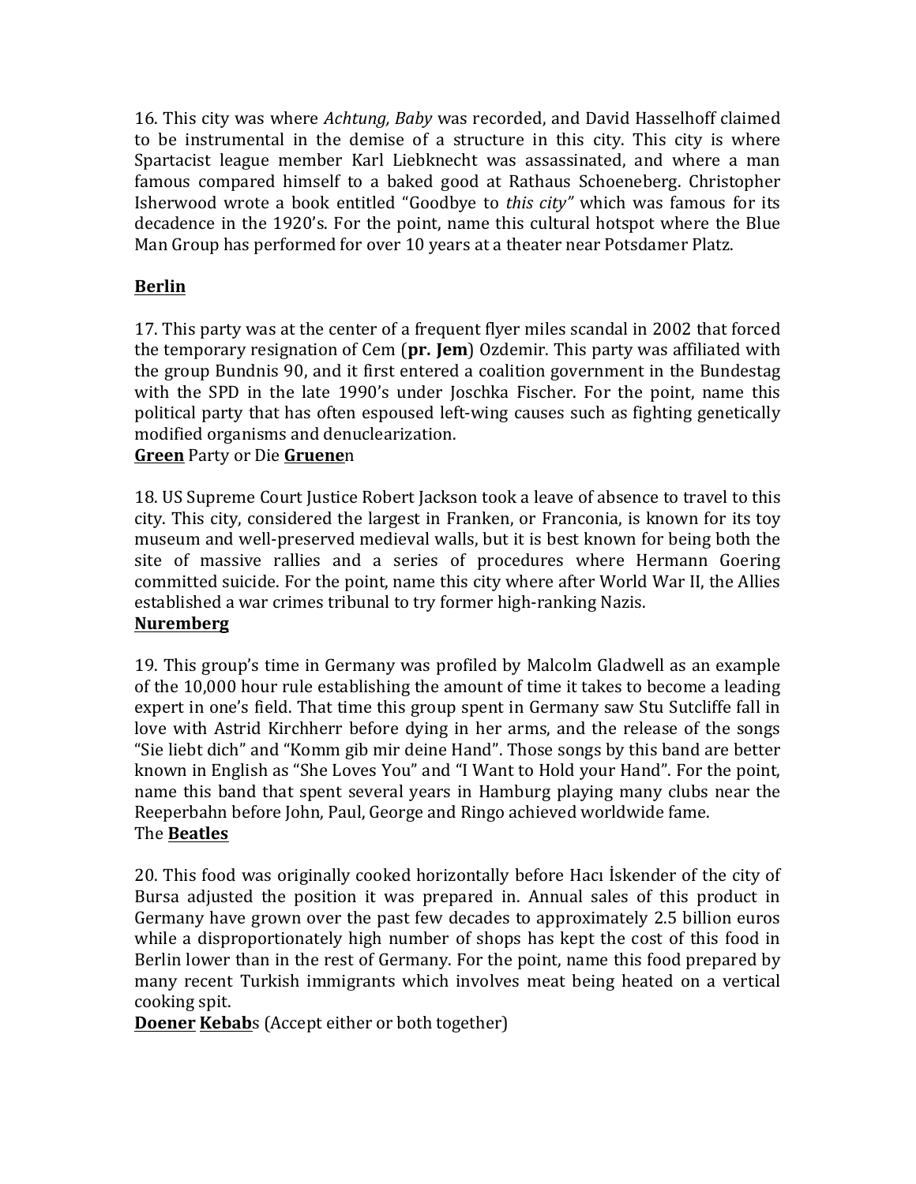16. This city was where *Achtung, Baby* was recorded, and David Hasselhoff claimed to be instrumental in the demise of a structure in this city. This city is where Spartacist league member Karl Liebknecht was assassinated, and where a man famous compared himself to a baked good at Rathaus Schoeneberg. Christopher Isherwood wrote a book entitled "Goodbye to *this city"* which was famous for its decadence in the 1920's. For the point, name this cultural hotspot where the Blue Man Group has performed for over 10 years at a theater near Potsdamer Platz.

**Berlin**

17. This party was at the center of a frequent flyer miles scandal in 2002 that forced the temporary resignation of Cem (**pr. Jem**) Ozdemir. This party was affiliated with the group Bundnis 90, and it first entered a coalition government in the Bundestag with the SPD in the late 1990's under Joschka Fischer. For the point, name this political party that has often espoused left-wing causes such as fighting genetically modified organisms and denuclearization.
**Green** Party or Die **Gruene**n

18. US Supreme Court Justice Robert Jackson took a leave of absence to travel to this city. This city, considered the largest in Franken, or Franconia, is known for its toy museum and well-preserved medieval walls, but it is best known for being both the site of massive rallies and a series of procedures where Hermann Goering committed suicide. For the point, name this city where after World War II, the Allies established a war crimes tribunal to try former high-ranking Nazis.
**Nuremberg**

19. This group's time in Germany was profiled by Malcolm Gladwell as an example of the 10,000 hour rule establishing the amount of time it takes to become a leading expert in one's field. That time this group spent in Germany saw Stu Sutcliffe fall in love with Astrid Kirchherr before dying in her arms, and the release of the songs "Sie liebt dich" and "Komm gib mir deine Hand". Those songs by this band are better known in English as "She Loves You" and "I Want to Hold your Hand". For the point, name this band that spent several years in Hamburg playing many clubs near the Reeperbahn before John, Paul, George and Ringo achieved worldwide fame.
The **Beatles**

20. This food was originally cooked horizontally before Hacı İskender of the city of Bursa adjusted the position it was prepared in. Annual sales of this product in Germany have grown over the past few decades to approximately 2.5 billion euros while a disproportionately high number of shops has kept the cost of this food in Berlin lower than in the rest of Germany. For the point, name this food prepared by many recent Turkish immigrants which involves meat being heated on a vertical cooking spit.
**Doener** **Kebab**s (Accept either or both together)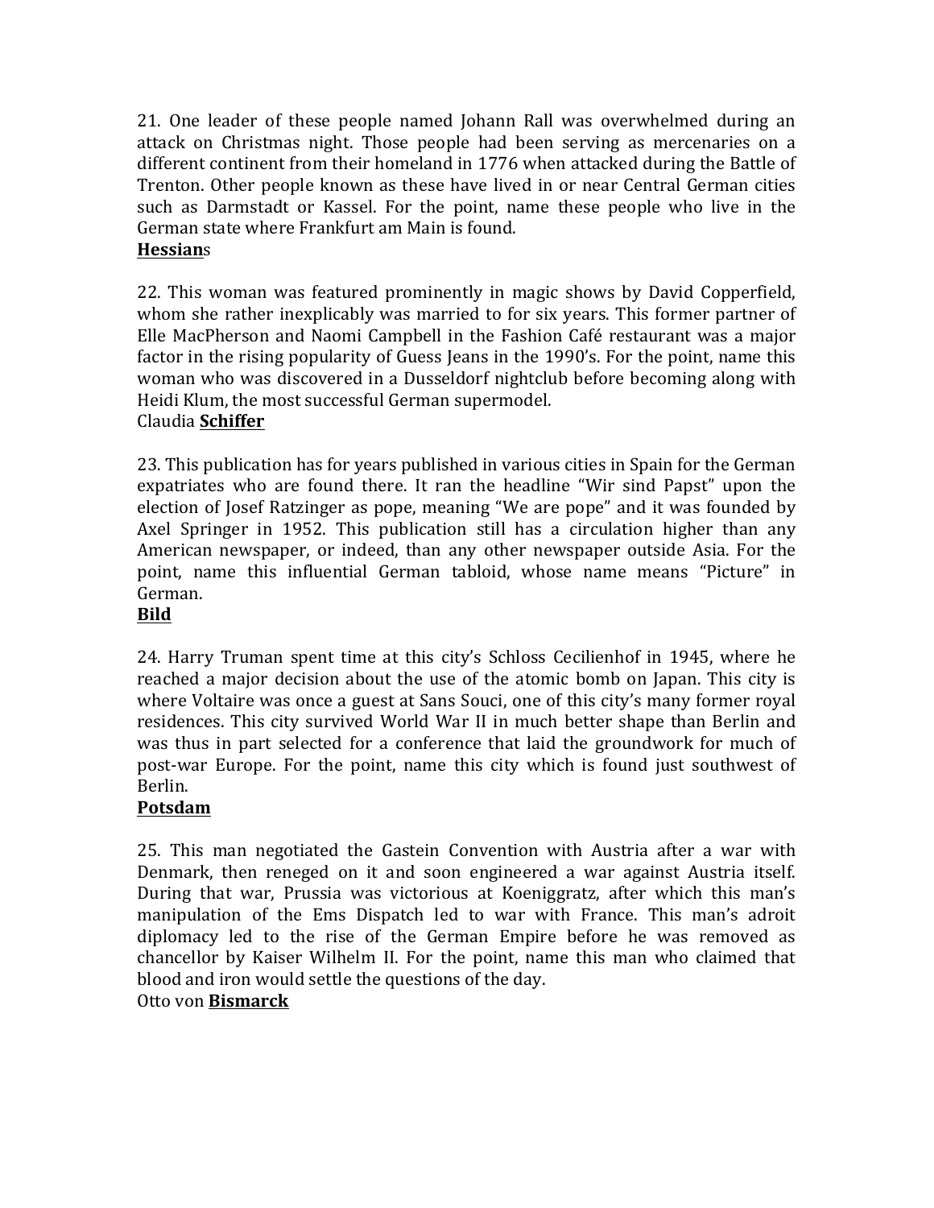21. One leader of these people named Johann Rall was overwhelmed during an attack on Christmas night. Those people had been serving as mercenaries on a different continent from their homeland in 1776 when attacked during the Battle of Trenton. Other people known as these have lived in or near Central German cities such as Darmstadt or Kassel. For the point, name these people who live in the German state where Frankfurt am Main is found.
**Hessian**s

22. This woman was featured prominently in magic shows by David Copperfield, whom she rather inexplicably was married to for six years. This former partner of Elle MacPherson and Naomi Campbell in the Fashion Café restaurant was a major factor in the rising popularity of Guess Jeans in the 1990's. For the point, name this woman who was discovered in a Dusseldorf nightclub before becoming along with Heidi Klum, the most successful German supermodel.
Claudia **Schiffer**

23. This publication has for years published in various cities in Spain for the German expatriates who are found there. It ran the headline "Wir sind Papst" upon the election of Josef Ratzinger as pope, meaning "We are pope" and it was founded by Axel Springer in 1952. This publication still has a circulation higher than any American newspaper, or indeed, than any other newspaper outside Asia. For the point, name this influential German tabloid, whose name means "Picture" in German.
**Bild**

24. Harry Truman spent time at this city's Schloss Cecilienhof in 1945, where he reached a major decision about the use of the atomic bomb on Japan. This city is where Voltaire was once a guest at Sans Souci, one of this city's many former royal residences. This city survived World War II in much better shape than Berlin and was thus in part selected for a conference that laid the groundwork for much of post-war Europe. For the point, name this city which is found just southwest of Berlin.
**Potsdam**

25. This man negotiated the Gastein Convention with Austria after a war with Denmark, then reneged on it and soon engineered a war against Austria itself. During that war, Prussia was victorious at Koeniggratz, after which this man's manipulation of the Ems Dispatch led to war with France. This man's adroit diplomacy led to the rise of the German Empire before he was removed as chancellor by Kaiser Wilhelm II. For the point, name this man who claimed that blood and iron would settle the questions of the day.
Otto von **Bismarck**